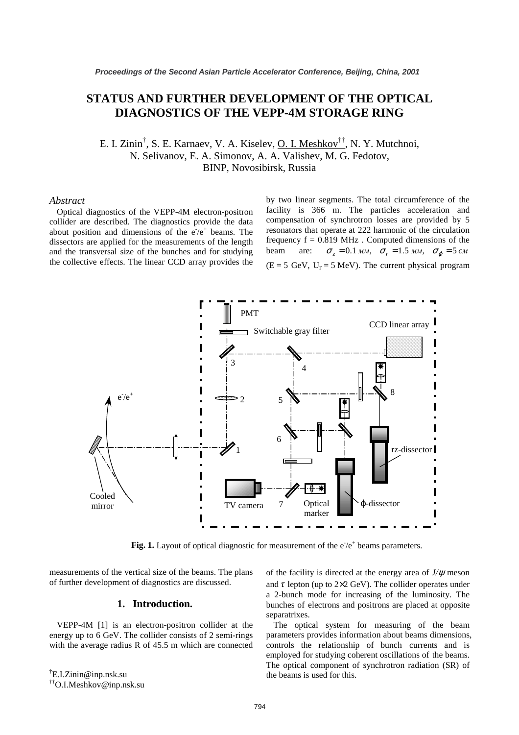# STATUS AND FURTHER DEVELOPMENT OF THE OPTICAL DIAGNOSTICS OF THE VEPP-4M STORAGE RING

E. I. Zinin[†], S. E. Karnaev, V. A. Kiselev, O. I. Meshkov[††], N. Y. Mutchnoi, N. Selivanov, E. A. Simonov, A. A. Valishev, M. G. Fedotov, BINP, Novosibirsk, Russia

### *Abstract*

Optical diagnostics of the VEPP-4M electron-positron collider are described. The diagnostics provide the data about position and dimensions of the $e^-/e^+$ beams. The dissectors are applied for the measurements of the length and the transversal size of the bunches and for studying the collective effects. The linear CCD array provides the measurements of the vertical size of the beams. The plans of further development of diagnostics are discussed.

## 1. Introduction.

VEPP-4M [1] is an electron-positron collider at the energy up to 6 GeV. The collider consists of 2 semi-rings with the average radius R of 45.5 m which are connected by two linear segments. The total circumference of the facility is 366 m. The particles acceleration and compensation of synchrotron losses are provided by 5 resonators that operate at 222 harmonic of the circulation frequency f = 0.819 MHz . Computed dimensions of the beam are: $\sigma_z = 0.1\ мм$, $\sigma_r = 1.5\ мм$, $\sigma_\varphi = 5\ см$ (E = 5 GeV, $U_r$ = 5 MeV). The current physical program of the facility is directed at the energy area of $J/\psi$ meson and $\tau$ lepton (up to $2\times2$ GeV). The collider operates under a 2-bunch mode for increasing of the luminosity. The bunches of electrons and positrons are placed at opposite separatrixes.

The optical system for measuring of the beam parameters provides information about beams dimensions, controls the relationship of bunch currents and is employed for studying coherent oscillations of the beams. The optical component of synchrotron radiation (SR) of the beams is used for this.

**Fig. 1.** Layout of optical diagnostic for measurement of the $e^-/e^+$ beams parameters.

[†]E.I.Zinin@inp.nsk.su
[††]O.I.Meshkov@inp.nsk.su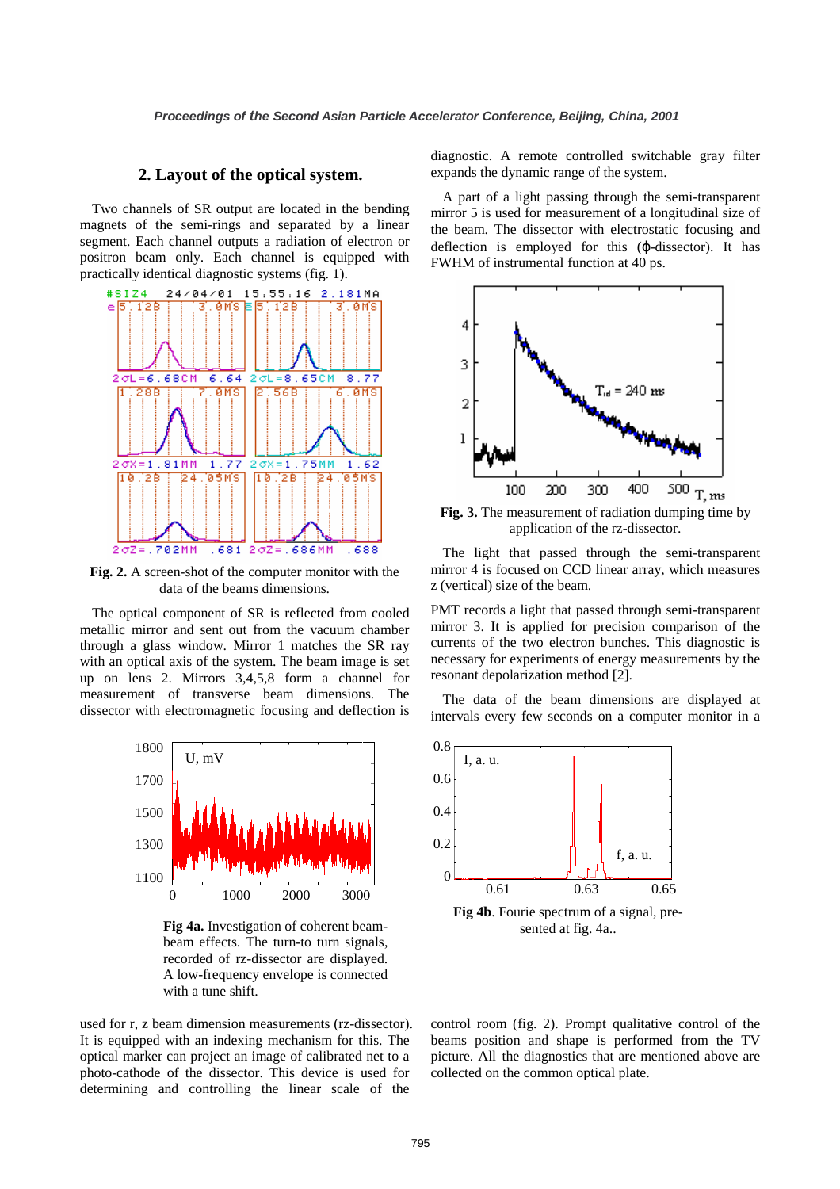## 2. Layout of the optical system.

Two channels of SR output are located in the bending magnets of the semi-rings and separated by a linear segment. Each channel outputs a radiation of electron or positron beam only. Each channel is equipped with practically identical diagnostic systems (fig. 1).

**Fig. 2.** A screen-shot of the computer monitor with the data of the beams dimensions.

The optical component of SR is reflected from cooled metallic mirror and sent out from the vacuum chamber through a glass window. Mirror 1 matches the SR ray with an optical axis of the system. The beam image is set up on lens 2. Mirrors 3,4,5,8 form a channel for measurement of transverse beam dimensions. The dissector with electromagnetic focusing and deflection is used for r, z beam dimension measurements (rz-dissector). It is equipped with an indexing mechanism for this. The optical marker can project an image of calibrated net to a photo-cathode of the dissector. This device is used for determining and controlling the linear scale of the diagnostic. A remote controlled switchable gray filter expands the dynamic range of the system.

A part of a light passing through the semi-transparent mirror 5 is used for measurement of a longitudinal size of the beam. The dissector with electrostatic focusing and deflection is employed for this (φ-dissector). It has FWHM of instrumental function at 40 ps.

**Fig. 3.** The measurement of radiation dumping time by application of the rz-dissector.

The light that passed through the semi-transparent mirror 4 is focused on CCD linear array, which measures z (vertical) size of the beam.

PMT records a light that passed through semi-transparent mirror 3. It is applied for precision comparison of the currents of the two electron bunches. This diagnostic is necessary for experiments of energy measurements by the resonant depolarization method [2].

The data of the beam dimensions are displayed at intervals every few seconds on a computer monitor in a control room (fig. 2). Prompt qualitative control of the beams position and shape is performed from the TV picture. All the diagnostics that are mentioned above are collected on the common optical plate.

**Fig 4a.** Investigation of coherent beam-beam effects. The turn-to turn signals, recorded of rz-dissector are displayed. A low-frequency envelope is connected with a tune shift.

**Fig 4b**. Fourie spectrum of a signal, presented at fig. 4a..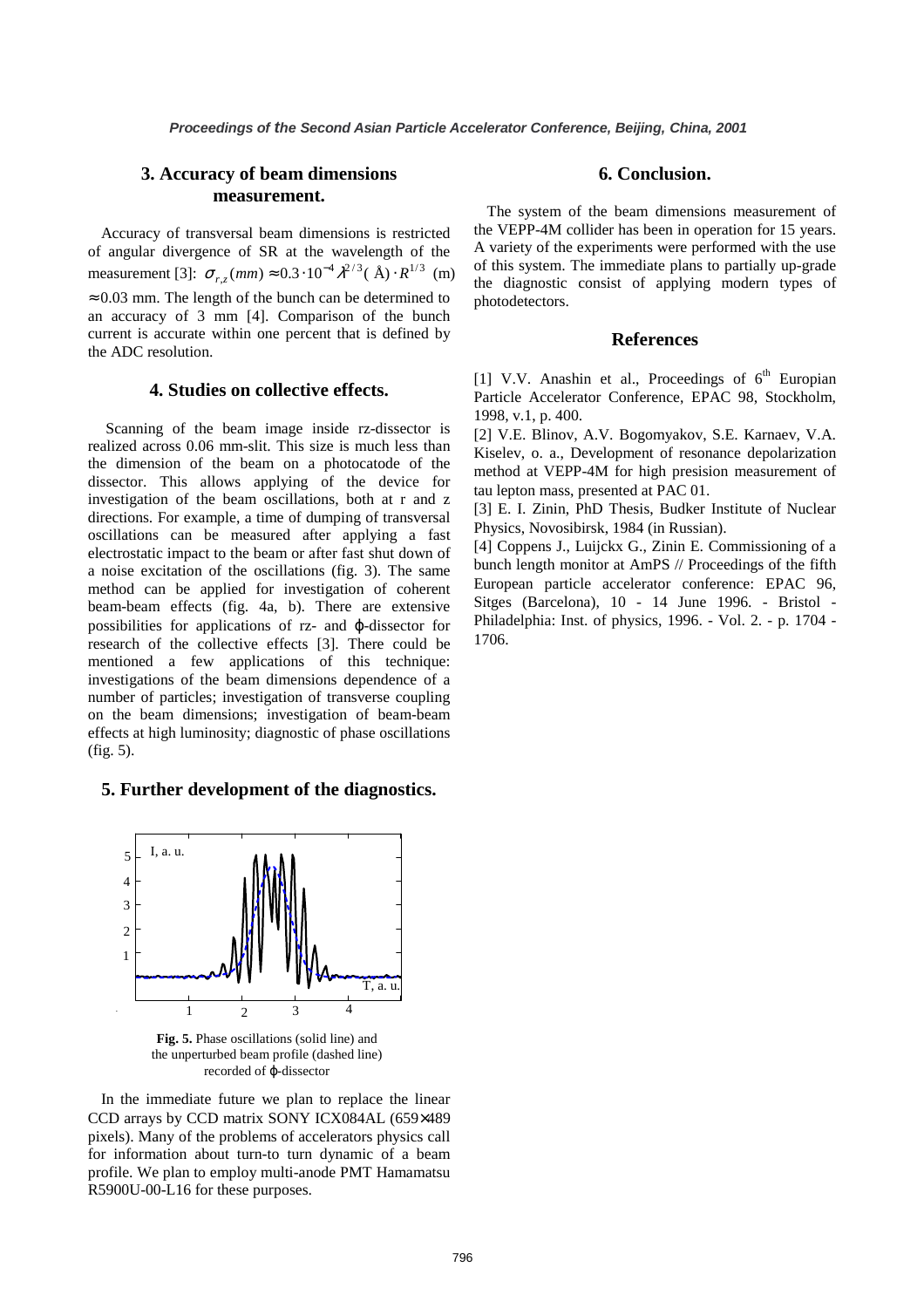## 3. Accuracy of beam dimensions measurement.

Accuracy of transversal beam dimensions is restricted of angular divergence of SR at the wavelength of the measurement [3]: $\sigma_{r,z}(mm) \approx 0.3 \cdot 10^{-4} \lambda^{2/3}(\text{Å}) \cdot R^{1/3}$ (m) $\approx 0.03$ mm. The length of the bunch can be determined to an accuracy of 3 mm [4]. Comparison of the bunch current is accurate within one percent that is defined by the ADC resolution.

## 4. Studies on collective effects.

Scanning of the beam image inside rz-dissector is realized across 0.06 mm-slit. This size is much less than the dimension of the beam on a photocatode of the dissector. This allows applying of the device for investigation of the beam oscillations, both at r and z directions. For example, a time of dumping of transversal oscillations can be measured after applying a fast electrostatic impact to the beam or after fast shut down of a noise excitation of the oscillations (fig. 3). The same method can be applied for investigation of coherent beam-beam effects (fig. 4a, b). There are extensive possibilities for applications of rz- and $\varphi$-dissector for research of the collective effects [3]. There could be mentioned a few applications of this technique: investigations of the beam dimensions dependence of a number of particles; investigation of transverse coupling on the beam dimensions; investigation of beam-beam effects at high luminosity; diagnostic of phase oscillations (fig. 5).

## 5. Further development of the diagnostics.

I, a. u.
5
4
3
2
1
T, a. u.
1 2 3 4

**Fig. 5.** Phase oscillations (solid line) and the unperturbed beam profile (dashed line) recorded of $\varphi$-dissector

In the immediate future we plan to replace the linear CCD arrays by CCD matrix SONY ICX084AL (659×489 pixels). Many of the problems of accelerators physics call for information about turn-to turn dynamic of a beam profile. We plan to employ multi-anode PMT Hamamatsu R5900U-00-L16 for these purposes.

## 6. Conclusion.

The system of the beam dimensions measurement of the VEPP-4M collider has been in operation for 15 years. A variety of the experiments were performed with the use of this system. The immediate plans to partially up-grade the diagnostic consist of applying modern types of photodetectors.

## References

[1] V.V. Anashin et al., Proceedings of 6th Europian Particle Accelerator Conference, EPAC 98, Stockholm, 1998, v.1, p. 400.

[2] V.E. Blinov, A.V. Bogomyakov, S.E. Karnaev, V.A. Kiselev, o. a., Development of resonance depolarization method at VEPP-4M for high presision measurement of tau lepton mass, presented at PAC 01.

[3] E. I. Zinin, PhD Thesis, Budker Institute of Nuclear Physics, Novosibirsk, 1984 (in Russian).

[4] Coppens J., Luijckx G., Zinin E. Commissioning of a bunch length monitor at AmPS // Proceedings of the fifth European particle accelerator conference: EPAC 96, Sitges (Barcelona), 10 - 14 June 1996. - Bristol - Philadelphia: Inst. of physics, 1996. - Vol. 2. - p. 1704 - 1706.